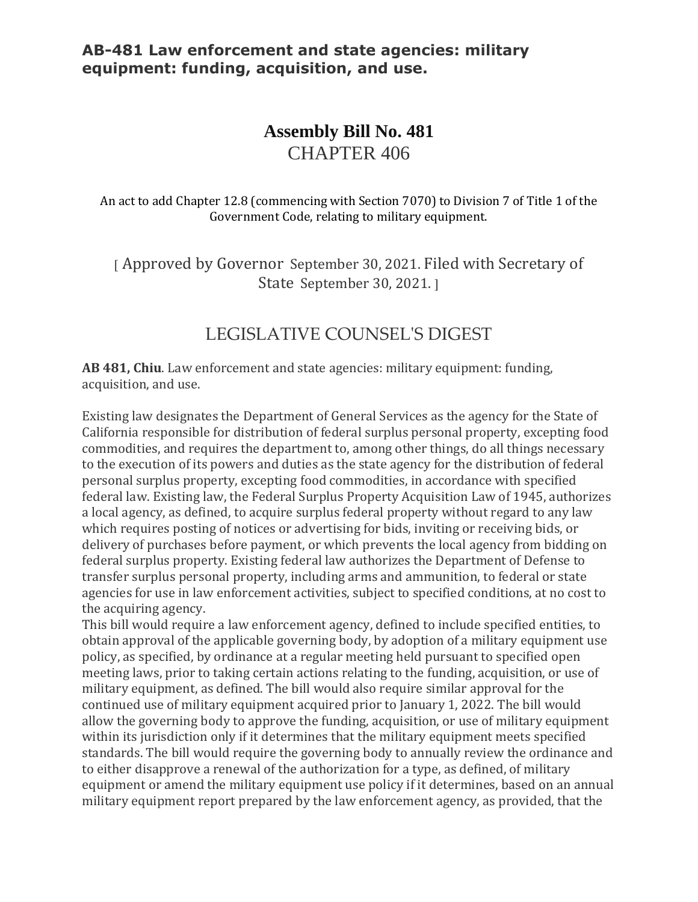**AB-481 Law enforcement and state agencies: military equipment: funding, acquisition, and use.**

# Assembly Bill No. 481
## CHAPTER 406

An act to add Chapter 12.8 (commencing with Section 7070) to Division 7 of Title 1 of the Government Code, relating to military equipment.

[ Approved by Governor September 30, 2021. Filed with Secretary of State September 30, 2021. ]

## LEGISLATIVE COUNSEL'S DIGEST

**AB 481, Chiu**. Law enforcement and state agencies: military equipment: funding, acquisition, and use.

Existing law designates the Department of General Services as the agency for the State of California responsible for distribution of federal surplus personal property, excepting food commodities, and requires the department to, among other things, do all things necessary to the execution of its powers and duties as the state agency for the distribution of federal personal surplus property, excepting food commodities, in accordance with specified federal law. Existing law, the Federal Surplus Property Acquisition Law of 1945, authorizes a local agency, as defined, to acquire surplus federal property without regard to any law which requires posting of notices or advertising for bids, inviting or receiving bids, or delivery of purchases before payment, or which prevents the local agency from bidding on federal surplus property. Existing federal law authorizes the Department of Defense to transfer surplus personal property, including arms and ammunition, to federal or state agencies for use in law enforcement activities, subject to specified conditions, at no cost to the acquiring agency.

This bill would require a law enforcement agency, defined to include specified entities, to obtain approval of the applicable governing body, by adoption of a military equipment use policy, as specified, by ordinance at a regular meeting held pursuant to specified open meeting laws, prior to taking certain actions relating to the funding, acquisition, or use of military equipment, as defined. The bill would also require similar approval for the continued use of military equipment acquired prior to January 1, 2022. The bill would allow the governing body to approve the funding, acquisition, or use of military equipment within its jurisdiction only if it determines that the military equipment meets specified standards. The bill would require the governing body to annually review the ordinance and to either disapprove a renewal of the authorization for a type, as defined, of military equipment or amend the military equipment use policy if it determines, based on an annual military equipment report prepared by the law enforcement agency, as provided, that the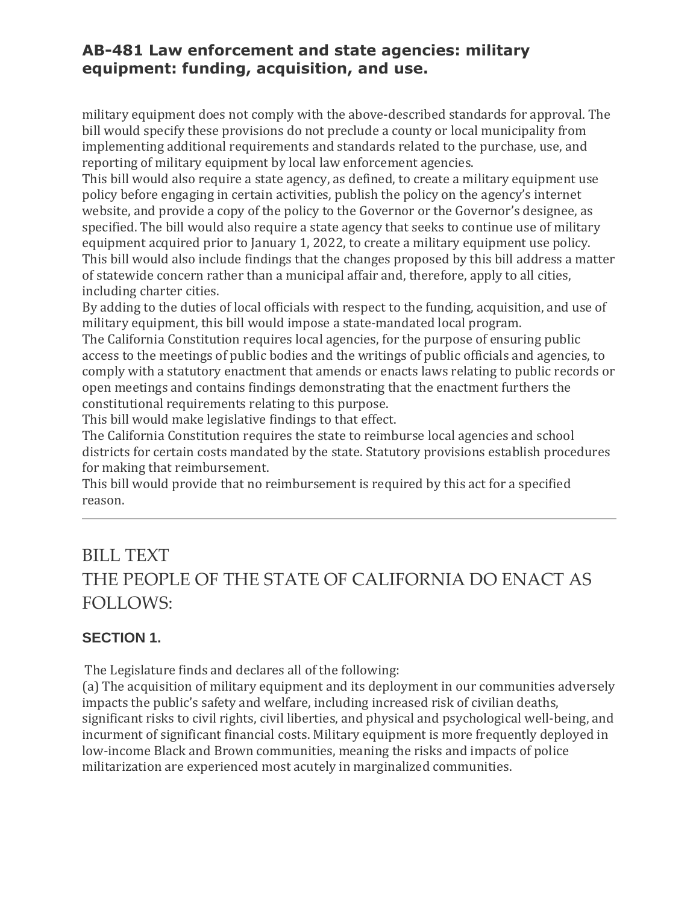military equipment does not comply with the above-described standards for approval. The bill would specify these provisions do not preclude a county or local municipality from implementing additional requirements and standards related to the purchase, use, and reporting of military equipment by local law enforcement agencies.
This bill would also require a state agency, as defined, to create a military equipment use policy before engaging in certain activities, publish the policy on the agency's internet website, and provide a copy of the policy to the Governor or the Governor's designee, as specified. The bill would also require a state agency that seeks to continue use of military equipment acquired prior to January 1, 2022, to create a military equipment use policy.
This bill would also include findings that the changes proposed by this bill address a matter of statewide concern rather than a municipal affair and, therefore, apply to all cities, including charter cities.
By adding to the duties of local officials with respect to the funding, acquisition, and use of military equipment, this bill would impose a state-mandated local program.
The California Constitution requires local agencies, for the purpose of ensuring public access to the meetings of public bodies and the writings of public officials and agencies, to comply with a statutory enactment that amends or enacts laws relating to public records or open meetings and contains findings demonstrating that the enactment furthers the constitutional requirements relating to this purpose.
This bill would make legislative findings to that effect.
The California Constitution requires the state to reimburse local agencies and school districts for certain costs mandated by the state. Statutory provisions establish procedures for making that reimbursement.
This bill would provide that no reimbursement is required by this act for a specified reason.

---

# BILL TEXT
# THE PEOPLE OF THE STATE OF CALIFORNIA DO ENACT AS FOLLOWS:

### SECTION 1.

The Legislature finds and declares all of the following:
(a) The acquisition of military equipment and its deployment in our communities adversely impacts the public's safety and welfare, including increased risk of civilian deaths, significant risks to civil rights, civil liberties, and physical and psychological well-being, and incurment of significant financial costs. Military equipment is more frequently deployed in low-income Black and Brown communities, meaning the risks and impacts of police militarization are experienced most acutely in marginalized communities.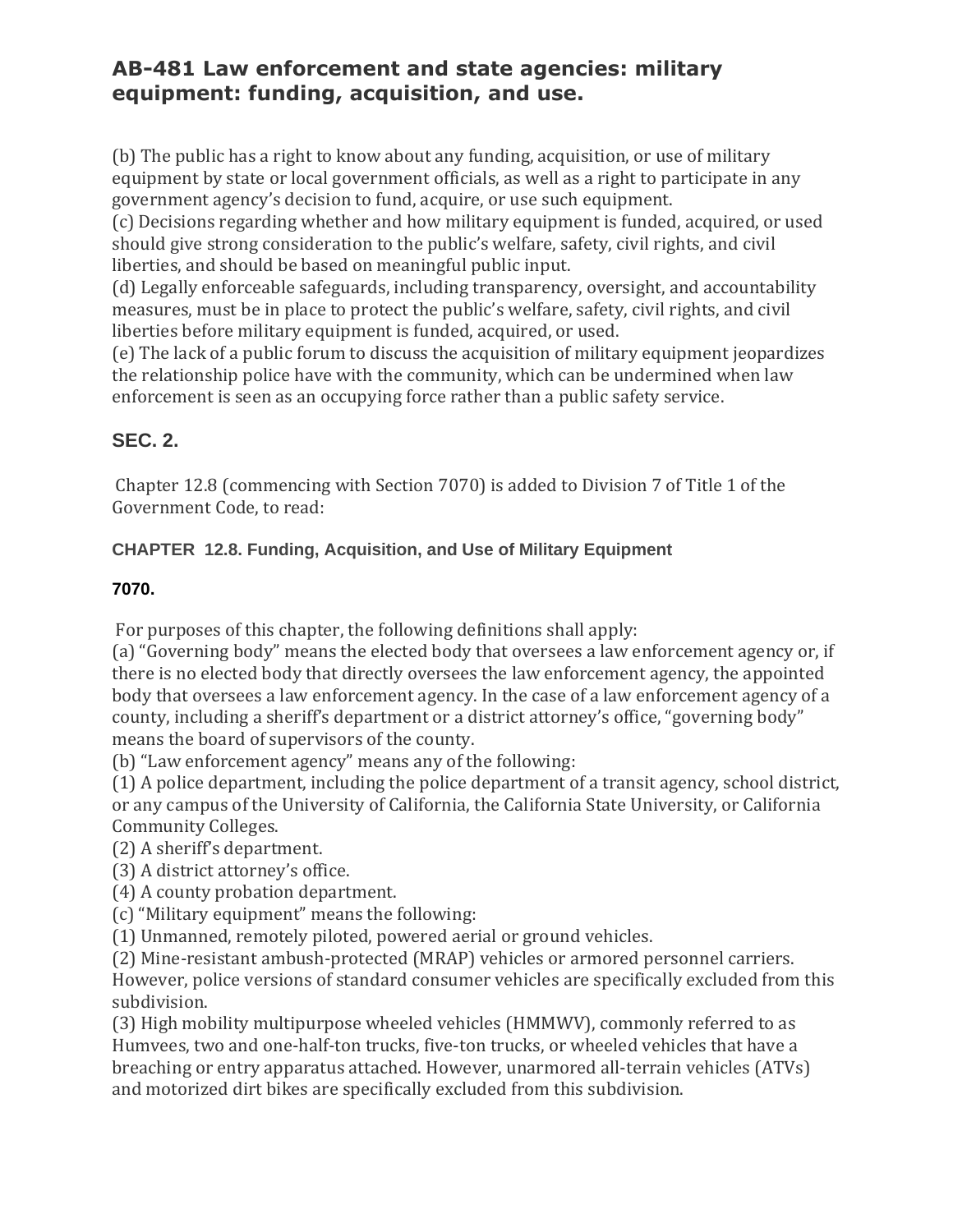## AB-481 Law enforcement and state agencies: military equipment: funding, acquisition, and use.

(b) The public has a right to know about any funding, acquisition, or use of military equipment by state or local government officials, as well as a right to participate in any government agency's decision to fund, acquire, or use such equipment.
(c) Decisions regarding whether and how military equipment is funded, acquired, or used should give strong consideration to the public's welfare, safety, civil rights, and civil liberties, and should be based on meaningful public input.
(d) Legally enforceable safeguards, including transparency, oversight, and accountability measures, must be in place to protect the public's welfare, safety, civil rights, and civil liberties before military equipment is funded, acquired, or used.
(e) The lack of a public forum to discuss the acquisition of military equipment jeopardizes the relationship police have with the community, which can be undermined when law enforcement is seen as an occupying force rather than a public safety service.

### SEC. 2.

Chapter 12.8 (commencing with Section 7070) is added to Division 7 of Title 1 of the Government Code, to read:

#### CHAPTER 12.8. Funding, Acquisition, and Use of Military Equipment

**7070.**

For purposes of this chapter, the following definitions shall apply:
(a) "Governing body" means the elected body that oversees a law enforcement agency or, if there is no elected body that directly oversees the law enforcement agency, the appointed body that oversees a law enforcement agency. In the case of a law enforcement agency of a county, including a sheriff's department or a district attorney's office, "governing body" means the board of supervisors of the county.
(b) "Law enforcement agency" means any of the following:
(1) A police department, including the police department of a transit agency, school district, or any campus of the University of California, the California State University, or California Community Colleges.
(2) A sheriff's department.
(3) A district attorney's office.
(4) A county probation department.
(c) "Military equipment" means the following:
(1) Unmanned, remotely piloted, powered aerial or ground vehicles.
(2) Mine-resistant ambush-protected (MRAP) vehicles or armored personnel carriers. However, police versions of standard consumer vehicles are specifically excluded from this subdivision.
(3) High mobility multipurpose wheeled vehicles (HMMWV), commonly referred to as Humvees, two and one-half-ton trucks, five-ton trucks, or wheeled vehicles that have a breaching or entry apparatus attached. However, unarmored all-terrain vehicles (ATVs) and motorized dirt bikes are specifically excluded from this subdivision.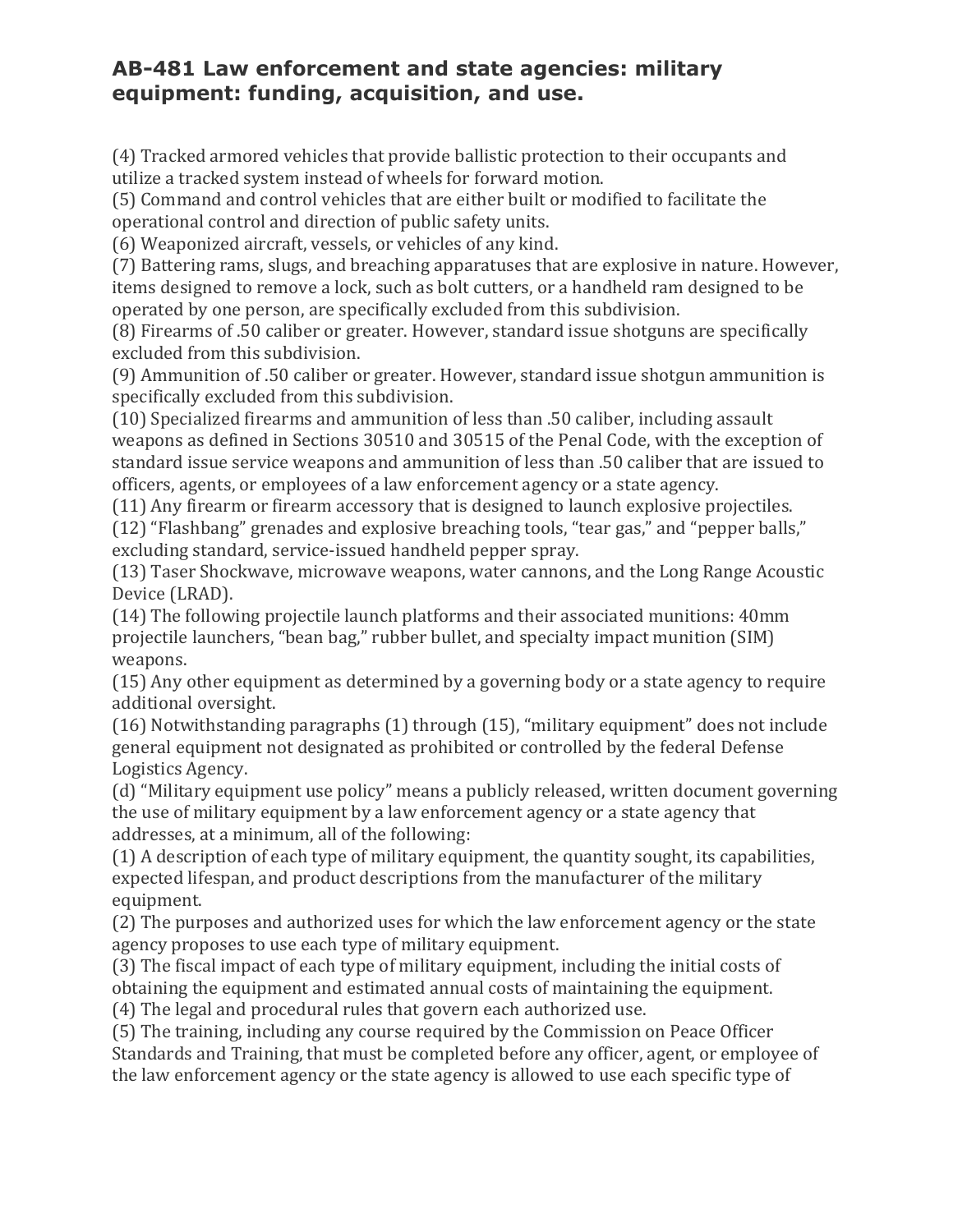## AB-481 Law enforcement and state agencies: military equipment: funding, acquisition, and use.

(4) Tracked armored vehicles that provide ballistic protection to their occupants and utilize a tracked system instead of wheels for forward motion.
(5) Command and control vehicles that are either built or modified to facilitate the operational control and direction of public safety units.
(6) Weaponized aircraft, vessels, or vehicles of any kind.
(7) Battering rams, slugs, and breaching apparatuses that are explosive in nature. However, items designed to remove a lock, such as bolt cutters, or a handheld ram designed to be operated by one person, are specifically excluded from this subdivision.
(8) Firearms of .50 caliber or greater. However, standard issue shotguns are specifically excluded from this subdivision.
(9) Ammunition of .50 caliber or greater. However, standard issue shotgun ammunition is specifically excluded from this subdivision.
(10) Specialized firearms and ammunition of less than .50 caliber, including assault weapons as defined in Sections 30510 and 30515 of the Penal Code, with the exception of standard issue service weapons and ammunition of less than .50 caliber that are issued to officers, agents, or employees of a law enforcement agency or a state agency.
(11) Any firearm or firearm accessory that is designed to launch explosive projectiles.
(12) "Flashbang" grenades and explosive breaching tools, "tear gas," and "pepper balls," excluding standard, service-issued handheld pepper spray.
(13) Taser Shockwave, microwave weapons, water cannons, and the Long Range Acoustic Device (LRAD).
(14) The following projectile launch platforms and their associated munitions: 40mm projectile launchers, "bean bag," rubber bullet, and specialty impact munition (SIM) weapons.
(15) Any other equipment as determined by a governing body or a state agency to require additional oversight.
(16) Notwithstanding paragraphs (1) through (15), "military equipment" does not include general equipment not designated as prohibited or controlled by the federal Defense Logistics Agency.
(d) "Military equipment use policy" means a publicly released, written document governing the use of military equipment by a law enforcement agency or a state agency that addresses, at a minimum, all of the following:
(1) A description of each type of military equipment, the quantity sought, its capabilities, expected lifespan, and product descriptions from the manufacturer of the military equipment.
(2) The purposes and authorized uses for which the law enforcement agency or the state agency proposes to use each type of military equipment.
(3) The fiscal impact of each type of military equipment, including the initial costs of obtaining the equipment and estimated annual costs of maintaining the equipment.
(4) The legal and procedural rules that govern each authorized use.
(5) The training, including any course required by the Commission on Peace Officer Standards and Training, that must be completed before any officer, agent, or employee of the law enforcement agency or the state agency is allowed to use each specific type of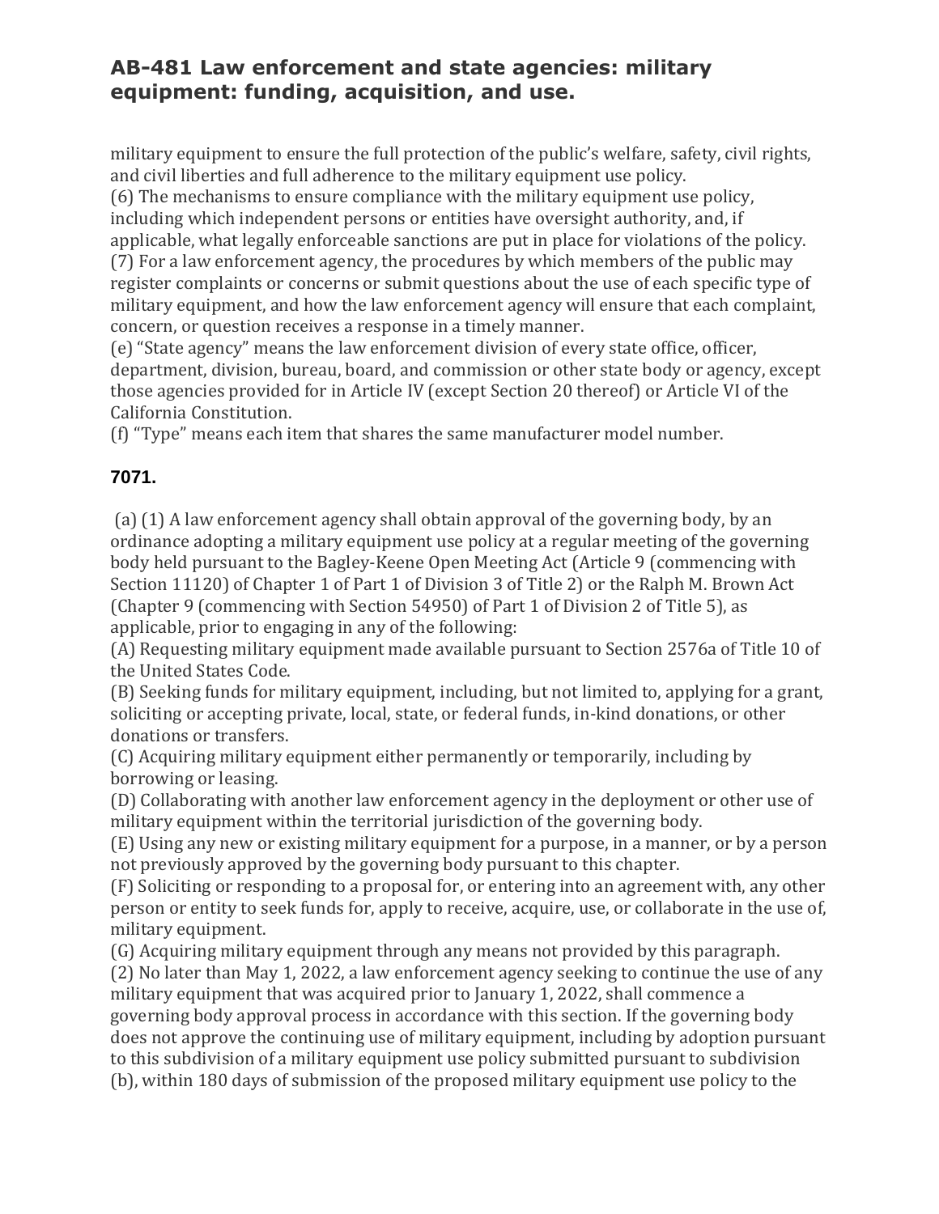military equipment to ensure the full protection of the public's welfare, safety, civil rights, and civil liberties and full adherence to the military equipment use policy.
(6) The mechanisms to ensure compliance with the military equipment use policy, including which independent persons or entities have oversight authority, and, if applicable, what legally enforceable sanctions are put in place for violations of the policy.
(7) For a law enforcement agency, the procedures by which members of the public may register complaints or concerns or submit questions about the use of each specific type of military equipment, and how the law enforcement agency will ensure that each complaint, concern, or question receives a response in a timely manner.
(e) "State agency" means the law enforcement division of every state office, officer, department, division, bureau, board, and commission or other state body or agency, except those agencies provided for in Article IV (except Section 20 thereof) or Article VI of the California Constitution.
(f) "Type" means each item that shares the same manufacturer model number.

### 7071.

(a) (1) A law enforcement agency shall obtain approval of the governing body, by an ordinance adopting a military equipment use policy at a regular meeting of the governing body held pursuant to the Bagley-Keene Open Meeting Act (Article 9 (commencing with Section 11120) of Chapter 1 of Part 1 of Division 3 of Title 2) or the Ralph M. Brown Act (Chapter 9 (commencing with Section 54950) of Part 1 of Division 2 of Title 5), as applicable, prior to engaging in any of the following:
(A) Requesting military equipment made available pursuant to Section 2576a of Title 10 of the United States Code.
(B) Seeking funds for military equipment, including, but not limited to, applying for a grant, soliciting or accepting private, local, state, or federal funds, in-kind donations, or other donations or transfers.
(C) Acquiring military equipment either permanently or temporarily, including by borrowing or leasing.
(D) Collaborating with another law enforcement agency in the deployment or other use of military equipment within the territorial jurisdiction of the governing body.
(E) Using any new or existing military equipment for a purpose, in a manner, or by a person not previously approved by the governing body pursuant to this chapter.
(F) Soliciting or responding to a proposal for, or entering into an agreement with, any other person or entity to seek funds for, apply to receive, acquire, use, or collaborate in the use of, military equipment.
(G) Acquiring military equipment through any means not provided by this paragraph.
(2) No later than May 1, 2022, a law enforcement agency seeking to continue the use of any military equipment that was acquired prior to January 1, 2022, shall commence a governing body approval process in accordance with this section. If the governing body does not approve the continuing use of military equipment, including by adoption pursuant to this subdivision of a military equipment use policy submitted pursuant to subdivision (b), within 180 days of submission of the proposed military equipment use policy to the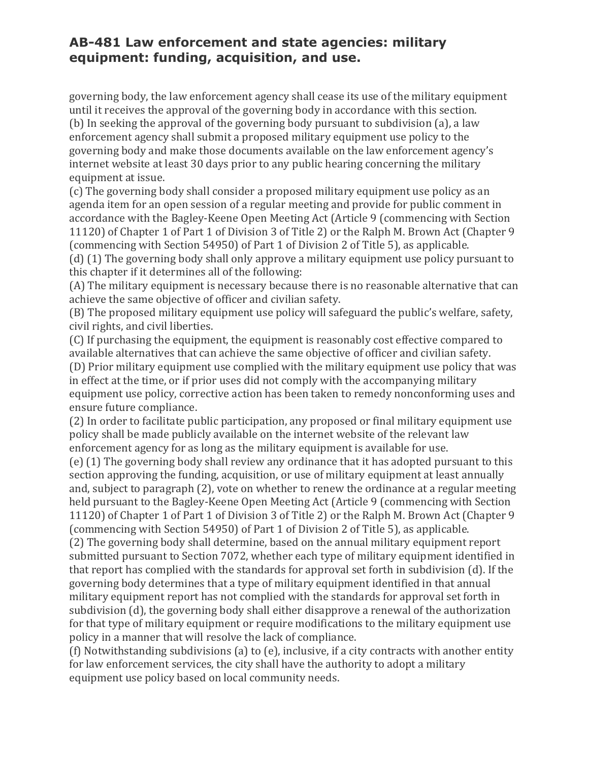governing body, the law enforcement agency shall cease its use of the military equipment until it receives the approval of the governing body in accordance with this section.

(b) In seeking the approval of the governing body pursuant to subdivision (a), a law enforcement agency shall submit a proposed military equipment use policy to the governing body and make those documents available on the law enforcement agency's internet website at least 30 days prior to any public hearing concerning the military equipment at issue.

(c) The governing body shall consider a proposed military equipment use policy as an agenda item for an open session of a regular meeting and provide for public comment in accordance with the Bagley-Keene Open Meeting Act (Article 9 (commencing with Section 11120) of Chapter 1 of Part 1 of Division 3 of Title 2) or the Ralph M. Brown Act (Chapter 9 (commencing with Section 54950) of Part 1 of Division 2 of Title 5), as applicable.

(d) (1) The governing body shall only approve a military equipment use policy pursuant to this chapter if it determines all of the following:

(A) The military equipment is necessary because there is no reasonable alternative that can achieve the same objective of officer and civilian safety.

(B) The proposed military equipment use policy will safeguard the public's welfare, safety, civil rights, and civil liberties.

(C) If purchasing the equipment, the equipment is reasonably cost effective compared to available alternatives that can achieve the same objective of officer and civilian safety.

(D) Prior military equipment use complied with the military equipment use policy that was in effect at the time, or if prior uses did not comply with the accompanying military equipment use policy, corrective action has been taken to remedy nonconforming uses and ensure future compliance.

(2) In order to facilitate public participation, any proposed or final military equipment use policy shall be made publicly available on the internet website of the relevant law enforcement agency for as long as the military equipment is available for use.

(e) (1) The governing body shall review any ordinance that it has adopted pursuant to this section approving the funding, acquisition, or use of military equipment at least annually and, subject to paragraph (2), vote on whether to renew the ordinance at a regular meeting held pursuant to the Bagley-Keene Open Meeting Act (Article 9 (commencing with Section 11120) of Chapter 1 of Part 1 of Division 3 of Title 2) or the Ralph M. Brown Act (Chapter 9 (commencing with Section 54950) of Part 1 of Division 2 of Title 5), as applicable.

(2) The governing body shall determine, based on the annual military equipment report submitted pursuant to Section 7072, whether each type of military equipment identified in that report has complied with the standards for approval set forth in subdivision (d). If the governing body determines that a type of military equipment identified in that annual military equipment report has not complied with the standards for approval set forth in subdivision (d), the governing body shall either disapprove a renewal of the authorization for that type of military equipment or require modifications to the military equipment use policy in a manner that will resolve the lack of compliance.

(f) Notwithstanding subdivisions (a) to (e), inclusive, if a city contracts with another entity for law enforcement services, the city shall have the authority to adopt a military equipment use policy based on local community needs.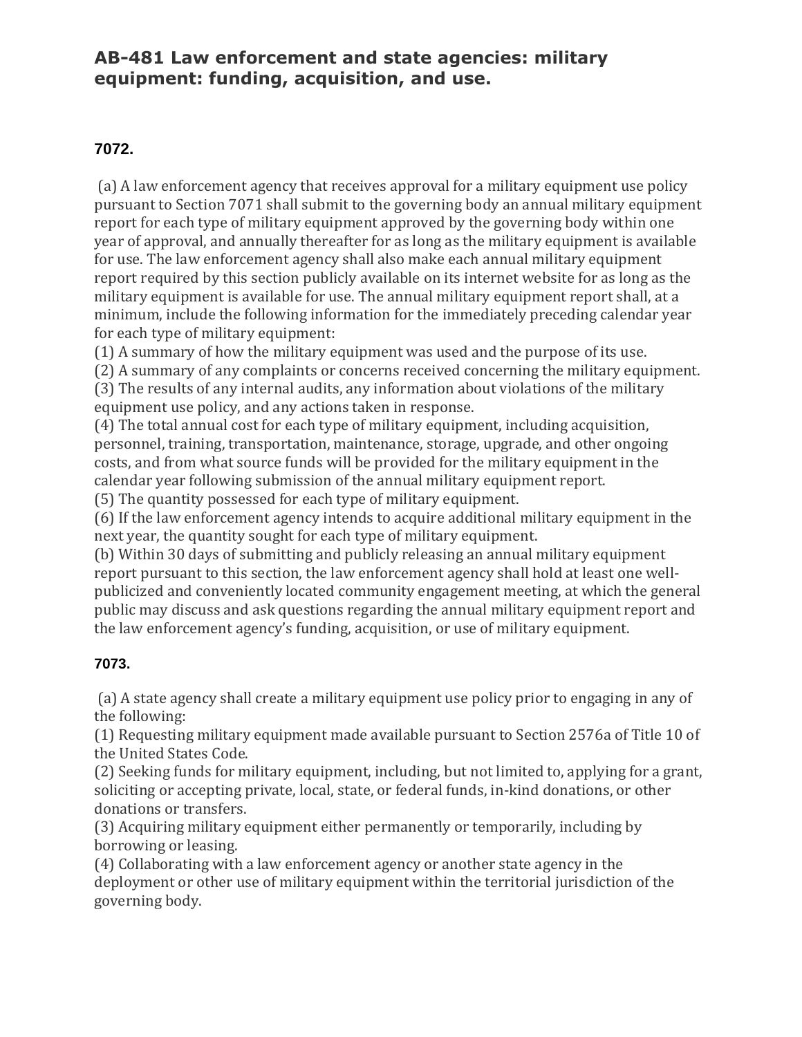## AB-481 Law enforcement and state agencies: military equipment: funding, acquisition, and use.

### 7072.

(a) A law enforcement agency that receives approval for a military equipment use policy pursuant to Section 7071 shall submit to the governing body an annual military equipment report for each type of military equipment approved by the governing body within one year of approval, and annually thereafter for as long as the military equipment is available for use. The law enforcement agency shall also make each annual military equipment report required by this section publicly available on its internet website for as long as the military equipment is available for use. The annual military equipment report shall, at a minimum, include the following information for the immediately preceding calendar year for each type of military equipment:
(1) A summary of how the military equipment was used and the purpose of its use.
(2) A summary of any complaints or concerns received concerning the military equipment.
(3) The results of any internal audits, any information about violations of the military equipment use policy, and any actions taken in response.
(4) The total annual cost for each type of military equipment, including acquisition, personnel, training, transportation, maintenance, storage, upgrade, and other ongoing costs, and from what source funds will be provided for the military equipment in the calendar year following submission of the annual military equipment report.
(5) The quantity possessed for each type of military equipment.
(6) If the law enforcement agency intends to acquire additional military equipment in the next year, the quantity sought for each type of military equipment.
(b) Within 30 days of submitting and publicly releasing an annual military equipment report pursuant to this section, the law enforcement agency shall hold at least one well-publicized and conveniently located community engagement meeting, at which the general public may discuss and ask questions regarding the annual military equipment report and the law enforcement agency's funding, acquisition, or use of military equipment.

### 7073.

(a) A state agency shall create a military equipment use policy prior to engaging in any of the following:
(1) Requesting military equipment made available pursuant to Section 2576a of Title 10 of the United States Code.
(2) Seeking funds for military equipment, including, but not limited to, applying for a grant, soliciting or accepting private, local, state, or federal funds, in-kind donations, or other donations or transfers.
(3) Acquiring military equipment either permanently or temporarily, including by borrowing or leasing.
(4) Collaborating with a law enforcement agency or another state agency in the deployment or other use of military equipment within the territorial jurisdiction of the governing body.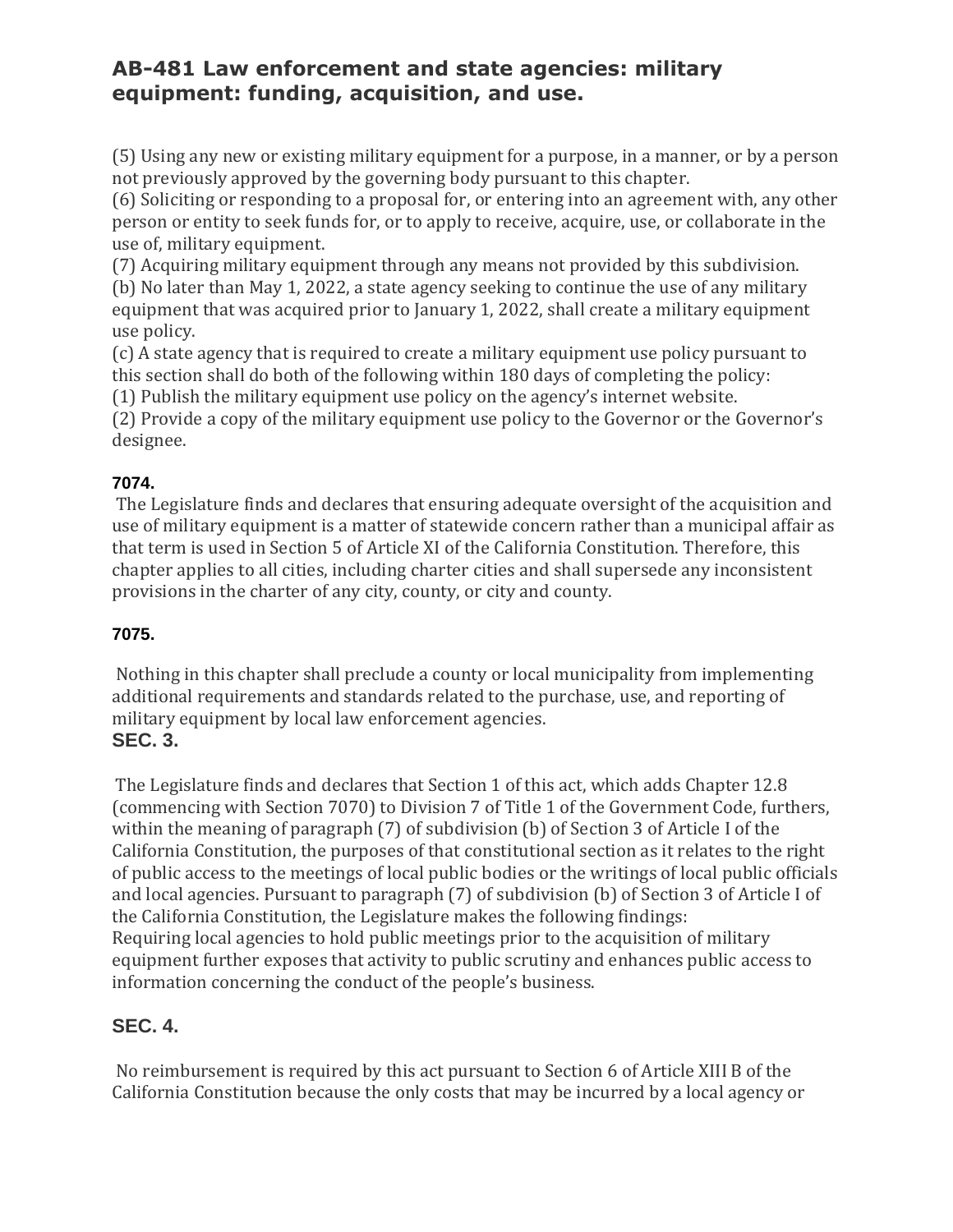## AB-481 Law enforcement and state agencies: military equipment: funding, acquisition, and use.

(5) Using any new or existing military equipment for a purpose, in a manner, or by a person not previously approved by the governing body pursuant to this chapter.
(6) Soliciting or responding to a proposal for, or entering into an agreement with, any other person or entity to seek funds for, or to apply to receive, acquire, use, or collaborate in the use of, military equipment.
(7) Acquiring military equipment through any means not provided by this subdivision.
(b) No later than May 1, 2022, a state agency seeking to continue the use of any military equipment that was acquired prior to January 1, 2022, shall create a military equipment use policy.
(c) A state agency that is required to create a military equipment use policy pursuant to this section shall do both of the following within 180 days of completing the policy:
(1) Publish the military equipment use policy on the agency's internet website.
(2) Provide a copy of the military equipment use policy to the Governor or the Governor's designee.

**7074.**

The Legislature finds and declares that ensuring adequate oversight of the acquisition and use of military equipment is a matter of statewide concern rather than a municipal affair as that term is used in Section 5 of Article XI of the California Constitution. Therefore, this chapter applies to all cities, including charter cities and shall supersede any inconsistent provisions in the charter of any city, county, or city and county.

**7075.**

Nothing in this chapter shall preclude a county or local municipality from implementing additional requirements and standards related to the purchase, use, and reporting of military equipment by local law enforcement agencies.

**SEC. 3.**

The Legislature finds and declares that Section 1 of this act, which adds Chapter 12.8 (commencing with Section 7070) to Division 7 of Title 1 of the Government Code, furthers, within the meaning of paragraph (7) of subdivision (b) of Section 3 of Article I of the California Constitution, the purposes of that constitutional section as it relates to the right of public access to the meetings of local public bodies or the writings of local public officials and local agencies. Pursuant to paragraph (7) of subdivision (b) of Section 3 of Article I of the California Constitution, the Legislature makes the following findings:
Requiring local agencies to hold public meetings prior to the acquisition of military equipment further exposes that activity to public scrutiny and enhances public access to information concerning the conduct of the people's business.

**SEC. 4.**

No reimbursement is required by this act pursuant to Section 6 of Article XIII B of the California Constitution because the only costs that may be incurred by a local agency or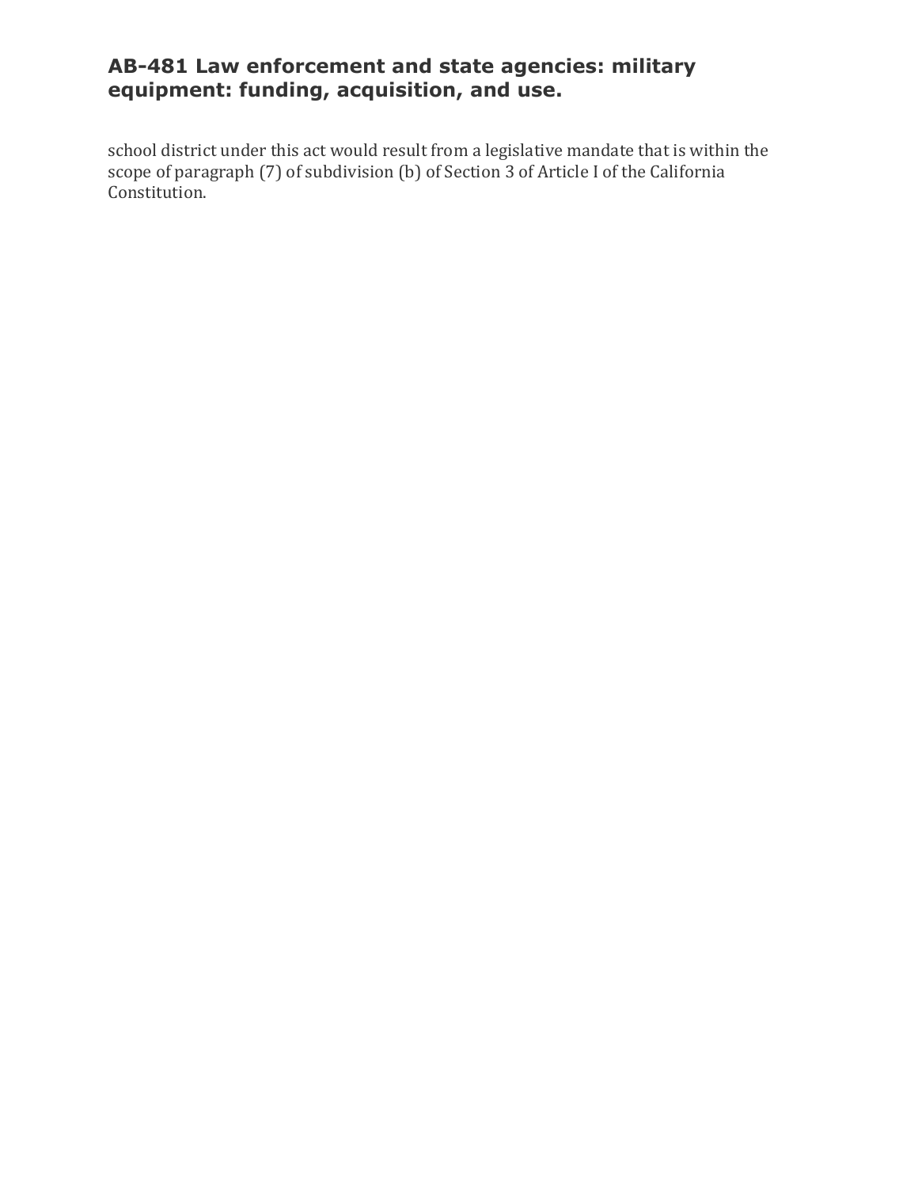school district under this act would result from a legislative mandate that is within the scope of paragraph (7) of subdivision (b) of Section 3 of Article I of the California Constitution.